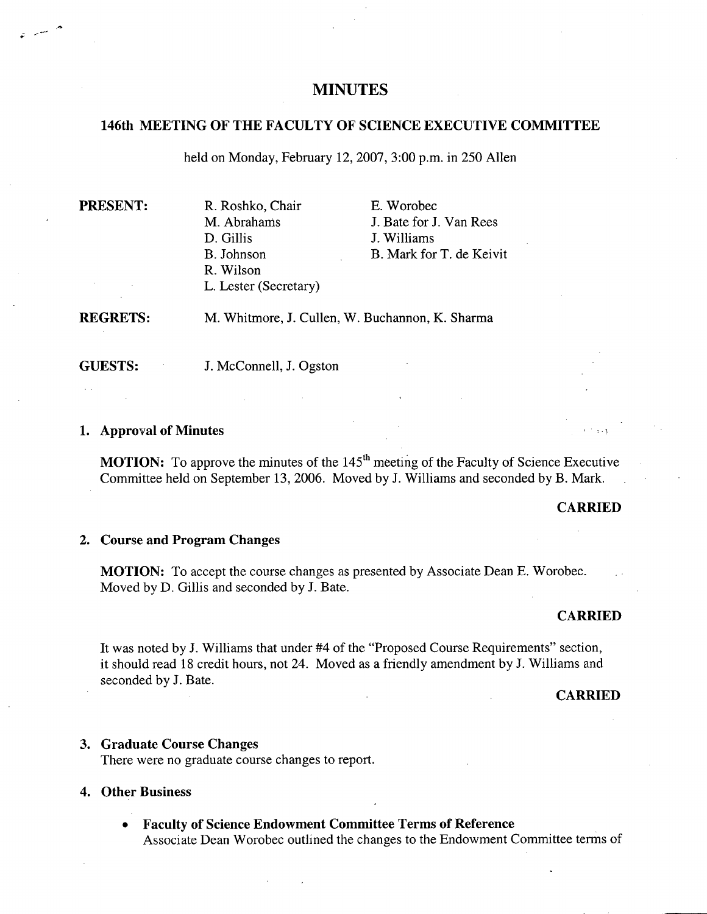# MINUTES

## 146th MEETING OF THE FACULTY OF SCIENCE EXECUTIVE COMMITTEE

held on Monday, February 12, 2007, 3:00 p.m. in 250 Allen

**PRESENT:**

R. Roshko, Chair
M. Abrahams
D. Gillis
B. Johnson
R. Wilson
L. Lester (Secretary)
E. Worobec
J. Bate for J. Van Rees
J. Williams
B. Mark for T. de Keivit

**REGRETS:** M. Whitmore, J. Cullen, W. Buchannon, K. Sharma

**GUESTS:** J. McConnell, J. Ogston

### 1. Approval of Minutes

**MOTION:** To approve the minutes of the 145th meeting of the Faculty of Science Executive Committee held on September 13, 2006. Moved by J. Williams and seconded by B. Mark.

**CARRIED**

### 2. Course and Program Changes

**MOTION:** To accept the course changes as presented by Associate Dean E. Worobec. Moved by D. Gillis and seconded by J. Bate.

**CARRIED**

It was noted by J. Williams that under #4 of the "Proposed Course Requirements" section, it should read 18 credit hours, not 24. Moved as a friendly amendment by J. Williams and seconded by J. Bate.

**CARRIED**

### 3. Graduate Course Changes

There were no graduate course changes to report.

### 4. Other Business

- **Faculty of Science Endowment Committee Terms of Reference**
  Associate Dean Worobec outlined the changes to the Endowment Committee terms of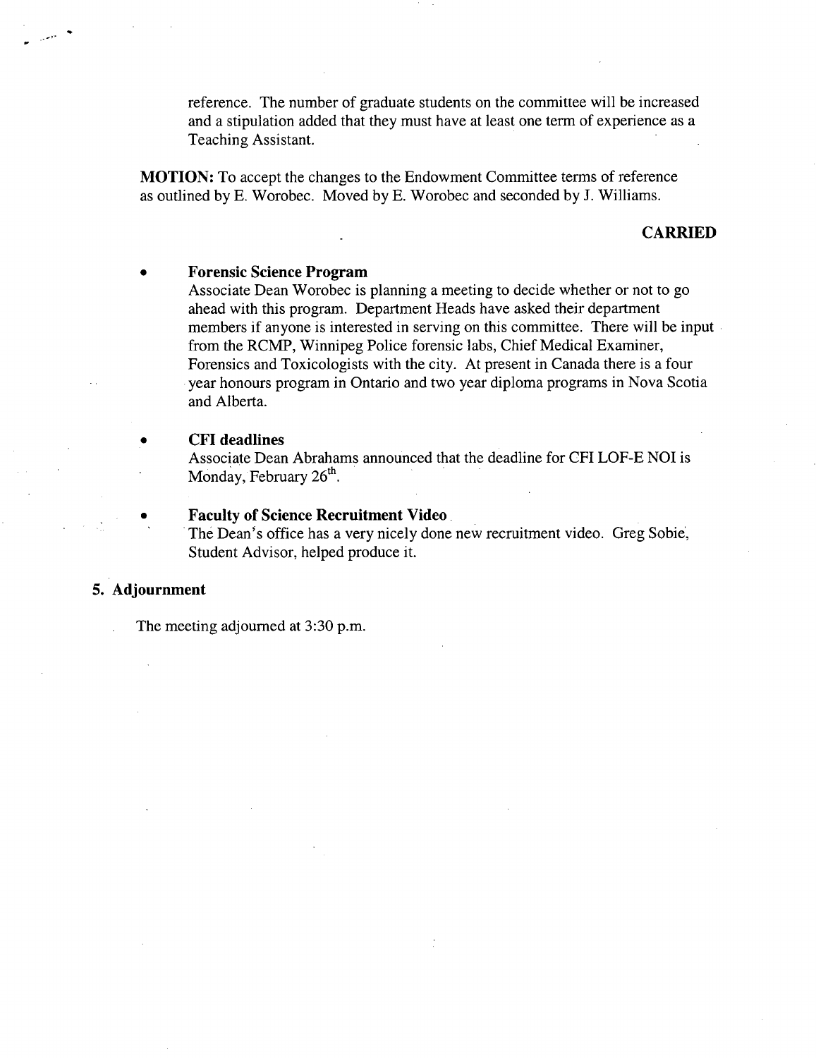reference. The number of graduate students on the committee will be increased and a stipulation added that they must have at least one term of experience as a Teaching Assistant.

**MOTION:** To accept the changes to the Endowment Committee terms of reference as outlined by E. Worobec. Moved by E. Worobec and seconded by J. Williams.

**CARRIED**

- **Forensic Science Program**
  Associate Dean Worobec is planning a meeting to decide whether or not to go ahead with this program. Department Heads have asked their department members if anyone is interested in serving on this committee. There will be input from the RCMP, Winnipeg Police forensic labs, Chief Medical Examiner, Forensics and Toxicologists with the city. At present in Canada there is a four year honours program in Ontario and two year diploma programs in Nova Scotia and Alberta.

- **CFI deadlines**
  Associate Dean Abrahams announced that the deadline for CFI LOF-E NOI is Monday, February 26th.

- **Faculty of Science Recruitment Video**
  The Dean's office has a very nicely done new recruitment video. Greg Sobie, Student Advisor, helped produce it.

## 5. Adjournment

The meeting adjourned at 3:30 p.m.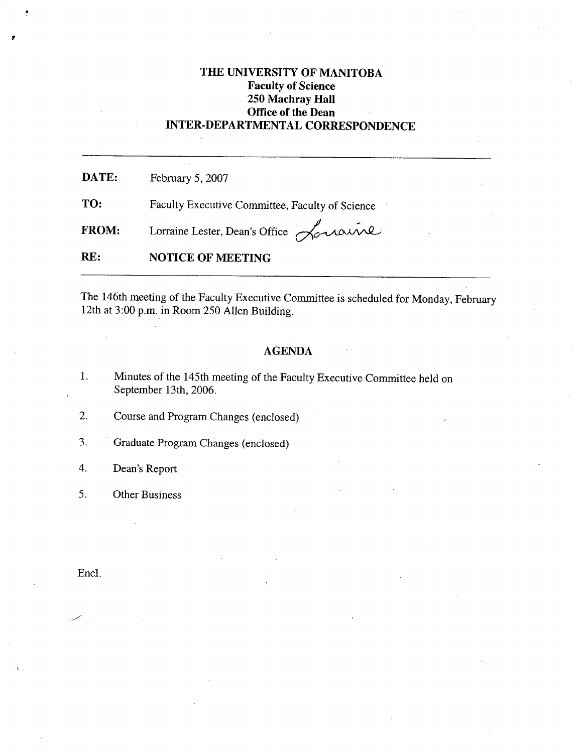**THE UNIVERSITY OF MANITOBA**
**Faculty of Science**
**250 Machray Hall**
**Office of the Dean**
**INTER-DEPARTMENTAL CORRESPONDENCE**

---

**DATE:** February 5, 2007

**TO:** Faculty Executive Committee, Faculty of Science

**FROM:** Lorraine Lester, Dean's Office Lorraine

**RE:** **NOTICE OF MEETING**

---

The 146th meeting of the Faculty Executive Committee is scheduled for Monday, February 12th at 3:00 p.m. in Room 250 Allen Building.

## AGENDA

1. Minutes of the 145th meeting of the Faculty Executive Committee held on September 13th, 2006.
2. Course and Program Changes (enclosed)
3. Graduate Program Changes (enclosed)
4. Dean's Report
5. Other Business

Encl.